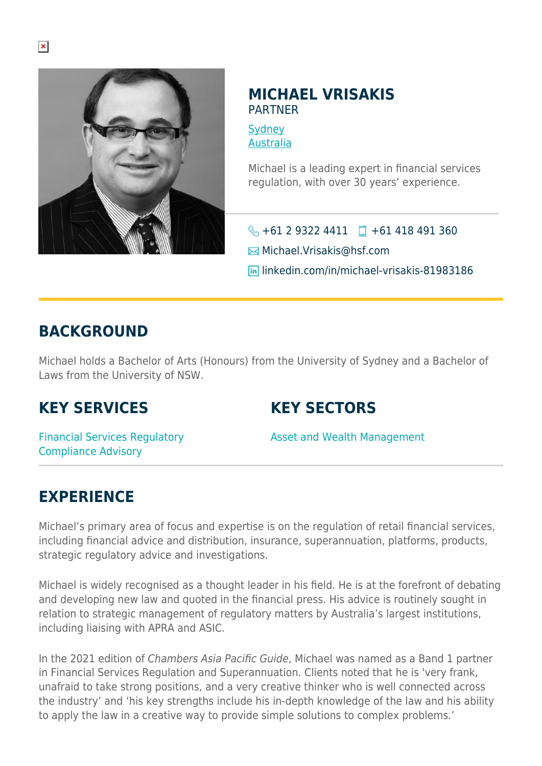# MICHAEL VRISAKIS

PARTNER

Sydney
Australia

Michael is a leading expert in financial services regulation, with over 30 years' experience.

+61 2 9322 4411 +61 418 491 360

Michael.Vrisakis@hsf.com

linkedin.com/in/michael-vrisakis-81983186

## BACKGROUND

Michael holds a Bachelor of Arts (Honours) from the University of Sydney and a Bachelor of Laws from the University of NSW.

## KEY SERVICES

Financial Services Regulatory Compliance Advisory

## KEY SECTORS

Asset and Wealth Management

## EXPERIENCE

Michael's primary area of focus and expertise is on the regulation of retail financial services, including financial advice and distribution, insurance, superannuation, platforms, products, strategic regulatory advice and investigations.

Michael is widely recognised as a thought leader in his field. He is at the forefront of debating and developing new law and quoted in the financial press. His advice is routinely sought in relation to strategic management of regulatory matters by Australia's largest institutions, including liaising with APRA and ASIC.

In the 2021 edition of *Chambers Asia Pacific Guide*, Michael was named as a Band 1 partner in Financial Services Regulation and Superannuation. Clients noted that he is 'very frank, unafraid to take strong positions, and a very creative thinker who is well connected across the industry' and 'his key strengths include his in-depth knowledge of the law and his ability to apply the law in a creative way to provide simple solutions to complex problems.'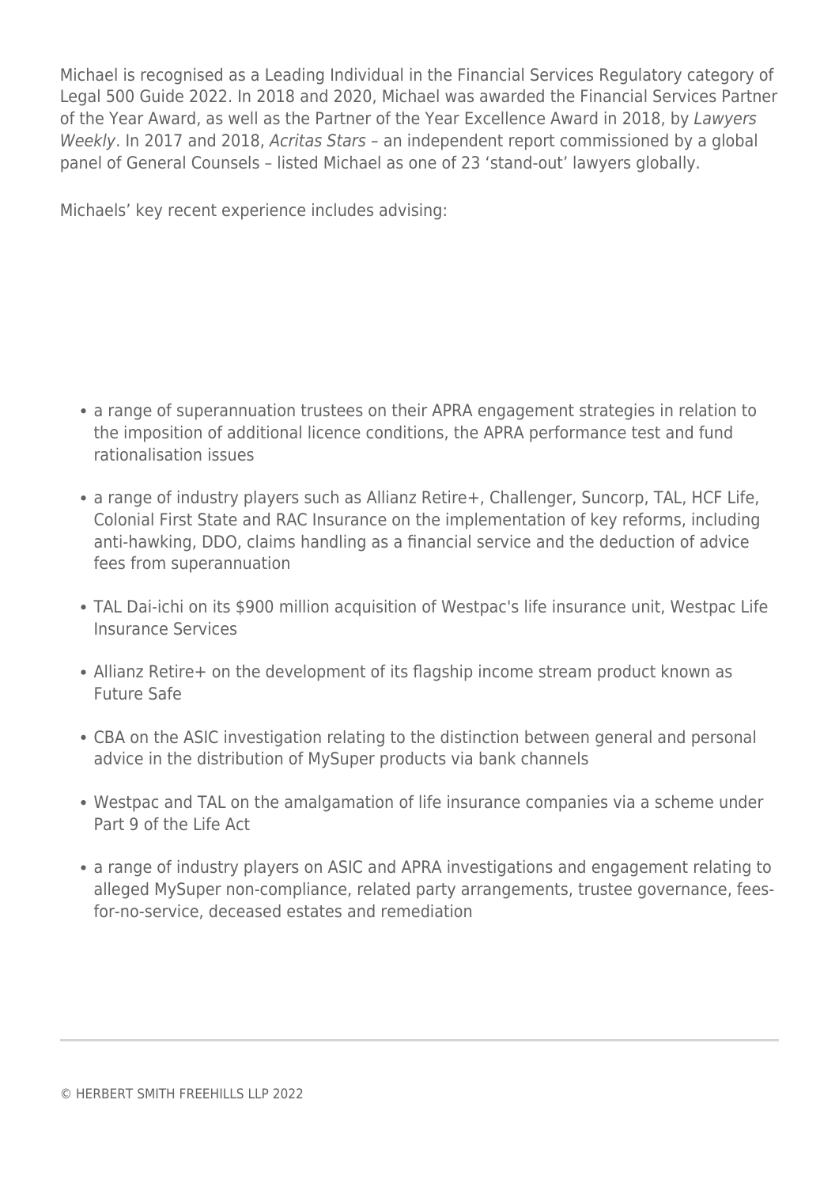Michael is recognised as a Leading Individual in the Financial Services Regulatory category of Legal 500 Guide 2022. In 2018 and 2020, Michael was awarded the Financial Services Partner of the Year Award, as well as the Partner of the Year Excellence Award in 2018, by *Lawyers Weekly*. In 2017 and 2018, *Acritas Stars* – an independent report commissioned by a global panel of General Counsels – listed Michael as one of 23 'stand-out' lawyers globally.

Michaels' key recent experience includes advising:

- a range of superannuation trustees on their APRA engagement strategies in relation to the imposition of additional licence conditions, the APRA performance test and fund rationalisation issues
- a range of industry players such as Allianz Retire+, Challenger, Suncorp, TAL, HCF Life, Colonial First State and RAC Insurance on the implementation of key reforms, including anti-hawking, DDO, claims handling as a financial service and the deduction of advice fees from superannuation
- TAL Dai-ichi on its $900 million acquisition of Westpac's life insurance unit, Westpac Life Insurance Services
- Allianz Retire+ on the development of its flagship income stream product known as Future Safe
- CBA on the ASIC investigation relating to the distinction between general and personal advice in the distribution of MySuper products via bank channels
- Westpac and TAL on the amalgamation of life insurance companies via a scheme under Part 9 of the Life Act
- a range of industry players on ASIC and APRA investigations and engagement relating to alleged MySuper non-compliance, related party arrangements, trustee governance, fees-for-no-service, deceased estates and remediation

© HERBERT SMITH FREEHILLS LLP 2022